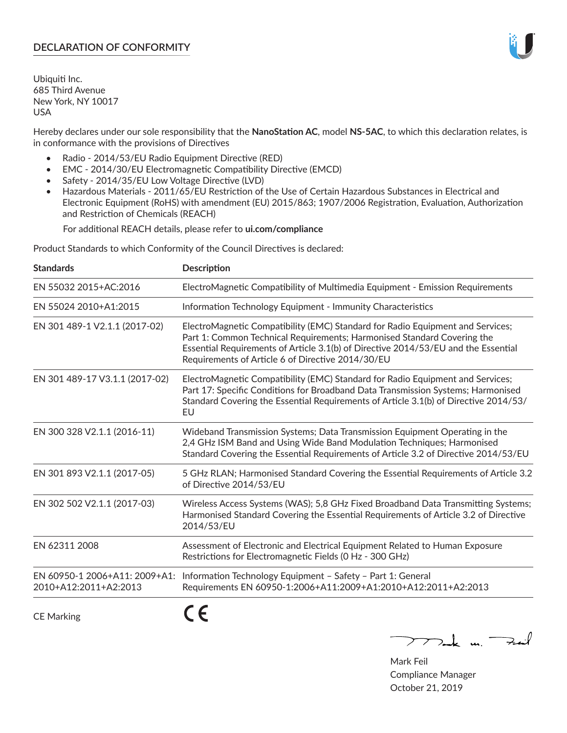## DECLARATION OF CONFORMITY

Ubiquiti Inc.
685 Third Avenue
New York, NY 10017
USA

Hereby declares under our sole responsibility that the **NanoStation AC**, model **NS-5AC**, to which this declaration relates, is in conformance with the provisions of Directives

- Radio - 2014/53/EU Radio Equipment Directive (RED)
- EMC - 2014/30/EU Electromagnetic Compatibility Directive (EMCD)
- Safety - 2014/35/EU Low Voltage Directive (LVD)
- Hazardous Materials - 2011/65/EU Restriction of the Use of Certain Hazardous Substances in Electrical and Electronic Equipment (RoHS) with amendment (EU) 2015/863; 1907/2006 Registration, Evaluation, Authorization and Restriction of Chemicals (REACH)

  For additional REACH details, please refer to **ui.com/compliance**

Product Standards to which Conformity of the Council Directives is declared:

| Standards | Description |
|---|---|
| EN 55032 2015+AC:2016 | ElectroMagnetic Compatibility of Multimedia Equipment - Emission Requirements |
| EN 55024 2010+A1:2015 | Information Technology Equipment - Immunity Characteristics |
| EN 301 489-1 V2.1.1 (2017-02) | ElectroMagnetic Compatibility (EMC) Standard for Radio Equipment and Services; Part 1: Common Technical Requirements; Harmonised Standard Covering the Essential Requirements of Article 3.1(b) of Directive 2014/53/EU and the Essential Requirements of Article 6 of Directive 2014/30/EU |
| EN 301 489-17 V3.1.1 (2017-02) | ElectroMagnetic Compatibility (EMC) Standard for Radio Equipment and Services; Part 17: Specific Conditions for Broadband Data Transmission Systems; Harmonised Standard Covering the Essential Requirements of Article 3.1(b) of Directive 2014/53/EU |
| EN 300 328 V2.1.1 (2016-11) | Wideband Transmission Systems; Data Transmission Equipment Operating in the 2,4 GHz ISM Band and Using Wide Band Modulation Techniques; Harmonised Standard Covering the Essential Requirements of Article 3.2 of Directive 2014/53/EU |
| EN 301 893 V2.1.1 (2017-05) | 5 GHz RLAN; Harmonised Standard Covering the Essential Requirements of Article 3.2 of Directive 2014/53/EU |
| EN 302 502 V2.1.1 (2017-03) | Wireless Access Systems (WAS); 5,8 GHz Fixed Broadband Data Transmitting Systems; Harmonised Standard Covering the Essential Requirements of Article 3.2 of Directive 2014/53/EU |
| EN 62311 2008 | Assessment of Electronic and Electrical Equipment Related to Human Exposure Restrictions for Electromagnetic Fields (0 Hz - 300 GHz) |
| EN 60950-1 2006+A11: 2009+A1: 2010+A12:2011+A2:2013 | Information Technology Equipment – Safety – Part 1: General Requirements EN 60950-1:2006+A11:2009+A1:2010+A12:2011+A2:2013 |

CE Marking CE

Mark Feil
Compliance Manager
October 21, 2019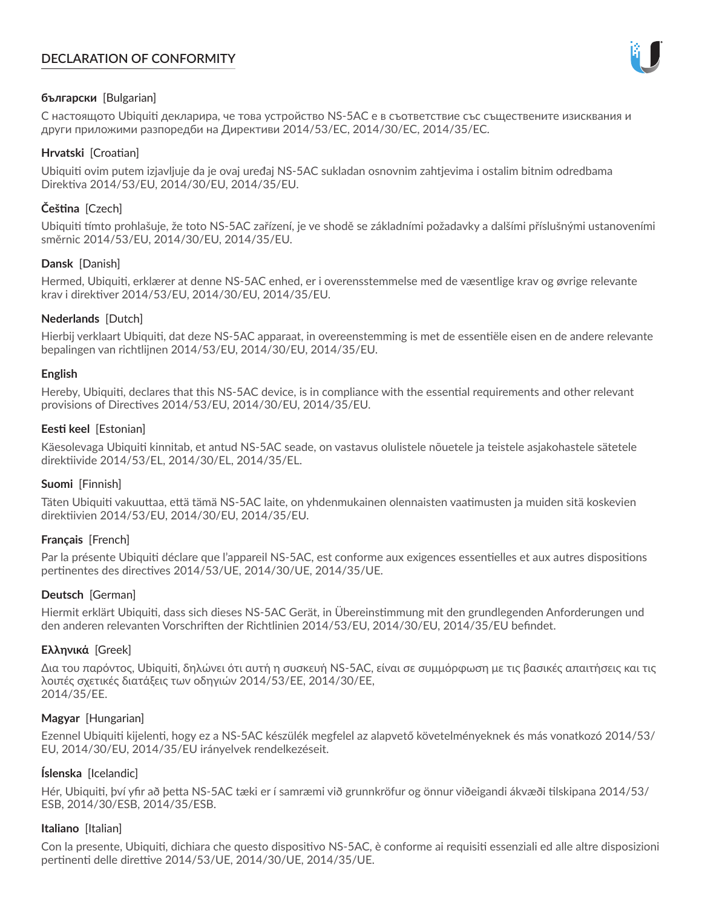# DECLARATION OF CONFORMITY

**български** [Bulgarian]

С настоящото Ubiquiti декларира, че това устройство NS-5AC е в съответствие със съществените изисквания и други приложими разпоредби на Директиви 2014/53/EC, 2014/30/ЕС, 2014/35/ЕС.

**Hrvatski** [Croatian]

Ubiquiti ovim putem izjavljuje da je ovaj uređaj NS-5AC sukladan osnovnim zahtjevima i ostalim bitnim odredbama Direktiva 2014/53/EU, 2014/30/EU, 2014/35/EU.

**Čeština** [Czech]

Ubiquiti tímto prohlašuje, že toto NS-5AC zařízení, je ve shodě se základními požadavky a dalšími příslušnými ustanoveními směrnic 2014/53/EU, 2014/30/EU, 2014/35/EU.

**Dansk** [Danish]

Hermed, Ubiquiti, erklærer at denne NS-5AC enhed, er i overensstemmelse med de væsentlige krav og øvrige relevante krav i direktiver 2014/53/EU, 2014/30/EU, 2014/35/EU.

**Nederlands** [Dutch]

Hierbij verklaart Ubiquiti, dat deze NS-5AC apparaat, in overeenstemming is met de essentiële eisen en de andere relevante bepalingen van richtlijnen 2014/53/EU, 2014/30/EU, 2014/35/EU.

**English**

Hereby, Ubiquiti, declares that this NS-5AC device, is in compliance with the essential requirements and other relevant provisions of Directives 2014/53/EU, 2014/30/EU, 2014/35/EU.

**Eesti keel** [Estonian]

Käesolevaga Ubiquiti kinnitab, et antud NS-5AC seade, on vastavus olulistele nõuetele ja teistele asjakohastele sätetele direktiivide 2014/53/EL, 2014/30/EL, 2014/35/EL.

**Suomi** [Finnish]

Täten Ubiquiti vakuuttaa, että tämä NS-5AC laite, on yhdenmukainen olennaisten vaatimusten ja muiden sitä koskevien direktiivien 2014/53/EU, 2014/30/EU, 2014/35/EU.

**Français** [French]

Par la présente Ubiquiti déclare que l'appareil NS-5AC, est conforme aux exigences essentielles et aux autres dispositions pertinentes des directives 2014/53/UE, 2014/30/UE, 2014/35/UE.

**Deutsch** [German]

Hiermit erklärt Ubiquiti, dass sich dieses NS-5AC Gerät, in Übereinstimmung mit den grundlegenden Anforderungen und den anderen relevanten Vorschriften der Richtlinien 2014/53/EU, 2014/30/EU, 2014/35/EU befindet.

**Ελληνικά** [Greek]

Δια του παρόντος, Ubiquiti, δηλώνει ότι αυτή η συσκευή NS-5AC, είναι σε συμμόρφωση με τις βασικές απαιτήσεις και τις λοιπές σχετικές διατάξεις των οδηγιών 2014/53/EE, 2014/30/EE, 2014/35/EE.

**Magyar** [Hungarian]

Ezennel Ubiquiti kijelenti, hogy ez a NS-5AC készülék megfelel az alapvető követelményeknek és más vonatkozó 2014/53/EU, 2014/30/EU, 2014/35/EU irányelvek rendelkezéseit.

**Íslenska** [Icelandic]

Hér, Ubiquiti, því yfir að þetta NS-5AC tæki er í samræmi við grunnkröfur og önnur viðeigandi ákvæði tilskipana 2014/53/ESB, 2014/30/ESB, 2014/35/ESB.

**Italiano** [Italian]

Con la presente, Ubiquiti, dichiara che questo dispositivo NS-5AC, è conforme ai requisiti essenziali ed alle altre disposizioni pertinenti delle direttive 2014/53/UE, 2014/30/UE, 2014/35/UE.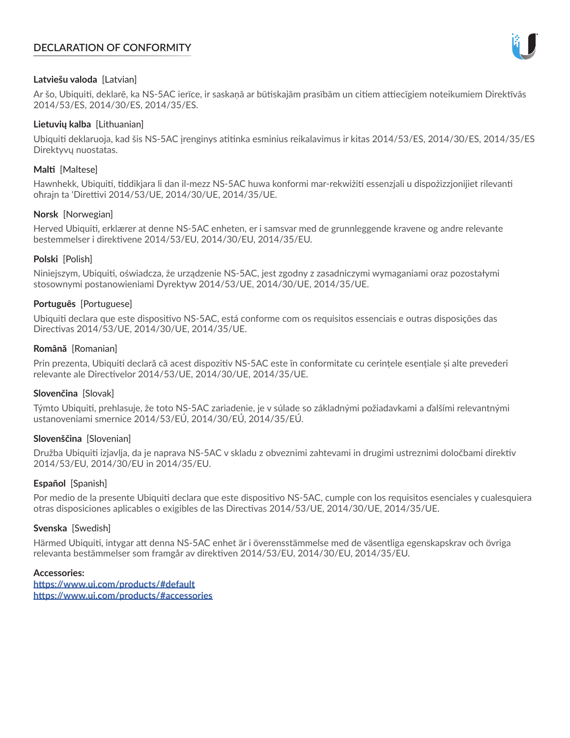## DECLARATION OF CONFORMITY

**Latviešu valoda** [Latvian]

Ar šo, Ubiquiti, deklarē, ka NS-5AC ierīce, ir saskaņā ar būtiskajām prasībām un citiem attiecīgiem noteikumiem Direktīvās 2014/53/ES, 2014/30/ES, 2014/35/ES.

**Lietuvių kalba** [Lithuanian]

Ubiquiti deklaruoja, kad šis NS-5AC įrenginys atitinka esminius reikalavimus ir kitas 2014/53/ES, 2014/30/ES, 2014/35/ES Direktyvų nuostatas.

**Malti** [Maltese]

Hawnhekk, Ubiquiti, tiddikjara li dan il-mezz NS-5AC huwa konformi mar-rekwiżiti essenzjali u dispożizzjonijiet rilevanti oħrajn ta 'Direttivi 2014/53/UE, 2014/30/UE, 2014/35/UE.

**Norsk** [Norwegian]

Herved Ubiquiti, erklærer at denne NS-5AC enheten, er i samsvar med de grunnleggende kravene og andre relevante bestemmelser i direktivene 2014/53/EU, 2014/30/EU, 2014/35/EU.

**Polski** [Polish]

Niniejszym, Ubiquiti, oświadcza, że urządzenie NS-5AC, jest zgodny z zasadniczymi wymaganiami oraz pozostałymi stosownymi postanowieniami Dyrektyw 2014/53/UE, 2014/30/UE, 2014/35/UE.

**Português** [Portuguese]

Ubiquiti declara que este dispositivo NS-5AC, está conforme com os requisitos essenciais e outras disposições das Directivas 2014/53/UE, 2014/30/UE, 2014/35/UE.

**Română** [Romanian]

Prin prezenta, Ubiquiti declară că acest dispozitiv NS-5AC este în conformitate cu cerințele esențiale și alte prevederi relevante ale Directivelor 2014/53/UE, 2014/30/UE, 2014/35/UE.

**Slovenčina** [Slovak]

Týmto Ubiquiti, prehlasuje, že toto NS-5AC zariadenie, je v súlade so základnými požiadavkami a ďalšími relevantnými ustanoveniami smernice 2014/53/EÚ, 2014/30/EÚ, 2014/35/EÚ.

**Slovenščina** [Slovenian]

Družba Ubiquiti izjavlja, da je naprava NS-5AC v skladu z obveznimi zahtevami in drugimi ustreznimi določbami direktiv 2014/53/EU, 2014/30/EU in 2014/35/EU.

**Español** [Spanish]

Por medio de la presente Ubiquiti declara que este dispositivo NS-5AC, cumple con los requisitos esenciales y cualesquiera otras disposiciones aplicables o exigibles de las Directivas 2014/53/UE, 2014/30/UE, 2014/35/UE.

**Svenska** [Swedish]

Härmed Ubiquiti, intygar att denna NS-5AC enhet är i överensstämmelse med de väsentliga egenskapskrav och övriga relevanta bestämmelser som framgår av direktiven 2014/53/EU, 2014/30/EU, 2014/35/EU.

**Accessories:**
**https://www.ui.com/products/#default**
**https://www.ui.com/products/#accessories**